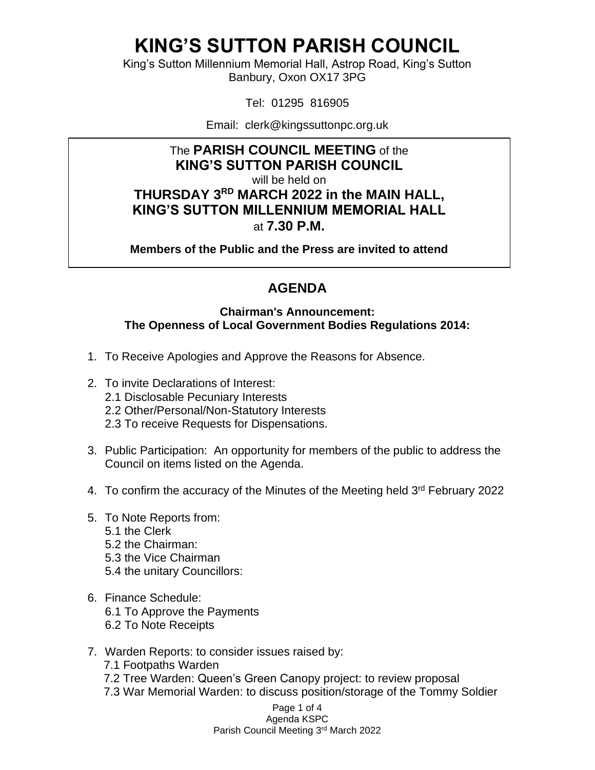# KING'S SUTTON PARISH COUNCIL

King's Sutton Millennium Memorial Hall, Astrop Road, King's Sutton
Banbury, Oxon OX17 3PG

Tel: 01295 816905

Email: clerk@kingssuttonpc.org.uk

The **PARISH COUNCIL MEETING** of the
**KING'S SUTTON PARISH COUNCIL**
will be held on
**THURSDAY 3RD MARCH 2022 in the MAIN HALL,**
**KING'S SUTTON MILLENNIUM MEMORIAL HALL**
at **7.30 P.M.**

**Members of the Public and the Press are invited to attend**

## AGENDA

**Chairman's Announcement:**
**The Openness of Local Government Bodies Regulations 2014:**

1. To Receive Apologies and Approve the Reasons for Absence.
2. To invite Declarations of Interest:
   - 2.1 Disclosable Pecuniary Interests
   - 2.2 Other/Personal/Non-Statutory Interests
   - 2.3 To receive Requests for Dispensations.
3. Public Participation: An opportunity for members of the public to address the Council on items listed on the Agenda.
4. To confirm the accuracy of the Minutes of the Meeting held 3rd February 2022
5. To Note Reports from:
   - 5.1 the Clerk
   - 5.2 the Chairman:
   - 5.3 the Vice Chairman
   - 5.4 the unitary Councillors:
6. Finance Schedule:
   - 6.1 To Approve the Payments
   - 6.2 To Note Receipts
7. Warden Reports: to consider issues raised by:
   - 7.1 Footpaths Warden
   - 7.2 Tree Warden: Queen's Green Canopy project: to review proposal
   - 7.3 War Memorial Warden: to discuss position/storage of the Tommy Soldier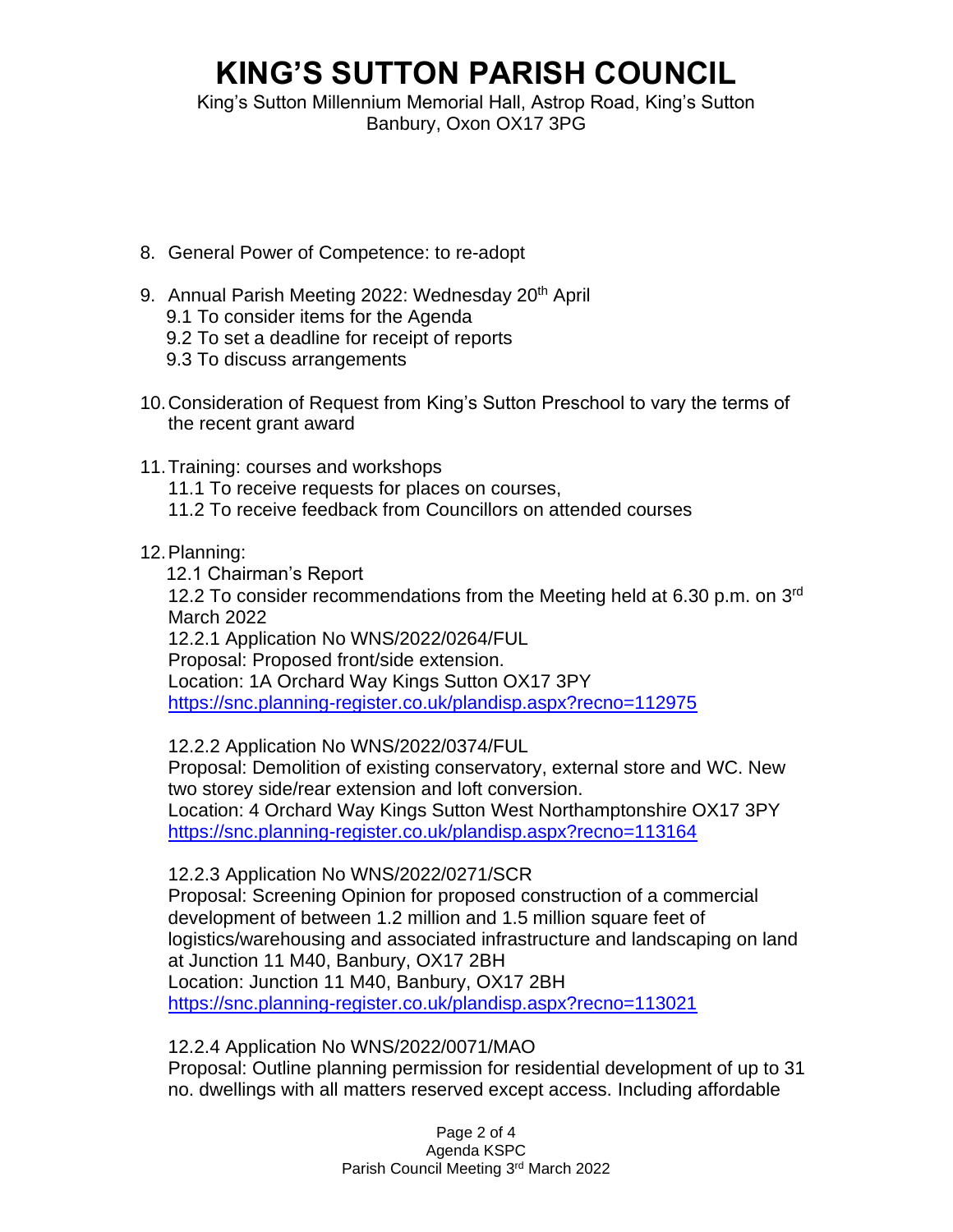# KING'S SUTTON PARISH COUNCIL

King's Sutton Millennium Memorial Hall, Astrop Road, King's Sutton
Banbury, Oxon OX17 3PG

8. General Power of Competence: to re-adopt

9. Annual Parish Meeting 2022: Wednesday 20th April
   - 9.1 To consider items for the Agenda
   - 9.2 To set a deadline for receipt of reports
   - 9.3 To discuss arrangements

10. Consideration of Request from King's Sutton Preschool to vary the terms of the recent grant award

11. Training: courses and workshops
    - 11.1 To receive requests for places on courses,
    - 11.2 To receive feedback from Councillors on attended courses

12. Planning:

    12.1 Chairman's Report

    12.2 To consider recommendations from the Meeting held at 6.30 p.m. on 3rd March 2022

    12.2.1 Application No WNS/2022/0264/FUL
    Proposal: Proposed front/side extension.
    Location: 1A Orchard Way Kings Sutton OX17 3PY
    https://snc.planning-register.co.uk/plandisp.aspx?recno=112975

    12.2.2 Application No WNS/2022/0374/FUL
    Proposal: Demolition of existing conservatory, external store and WC. New two storey side/rear extension and loft conversion.
    Location: 4 Orchard Way Kings Sutton West Northamptonshire OX17 3PY
    https://snc.planning-register.co.uk/plandisp.aspx?recno=113164

    12.2.3 Application No WNS/2022/0271/SCR
    Proposal: Screening Opinion for proposed construction of a commercial development of between 1.2 million and 1.5 million square feet of logistics/warehousing and associated infrastructure and landscaping on land at Junction 11 M40, Banbury, OX17 2BH
    Location: Junction 11 M40, Banbury, OX17 2BH
    https://snc.planning-register.co.uk/plandisp.aspx?recno=113021

    12.2.4 Application No WNS/2022/0071/MAO
    Proposal: Outline planning permission for residential development of up to 31 no. dwellings with all matters reserved except access. Including affordable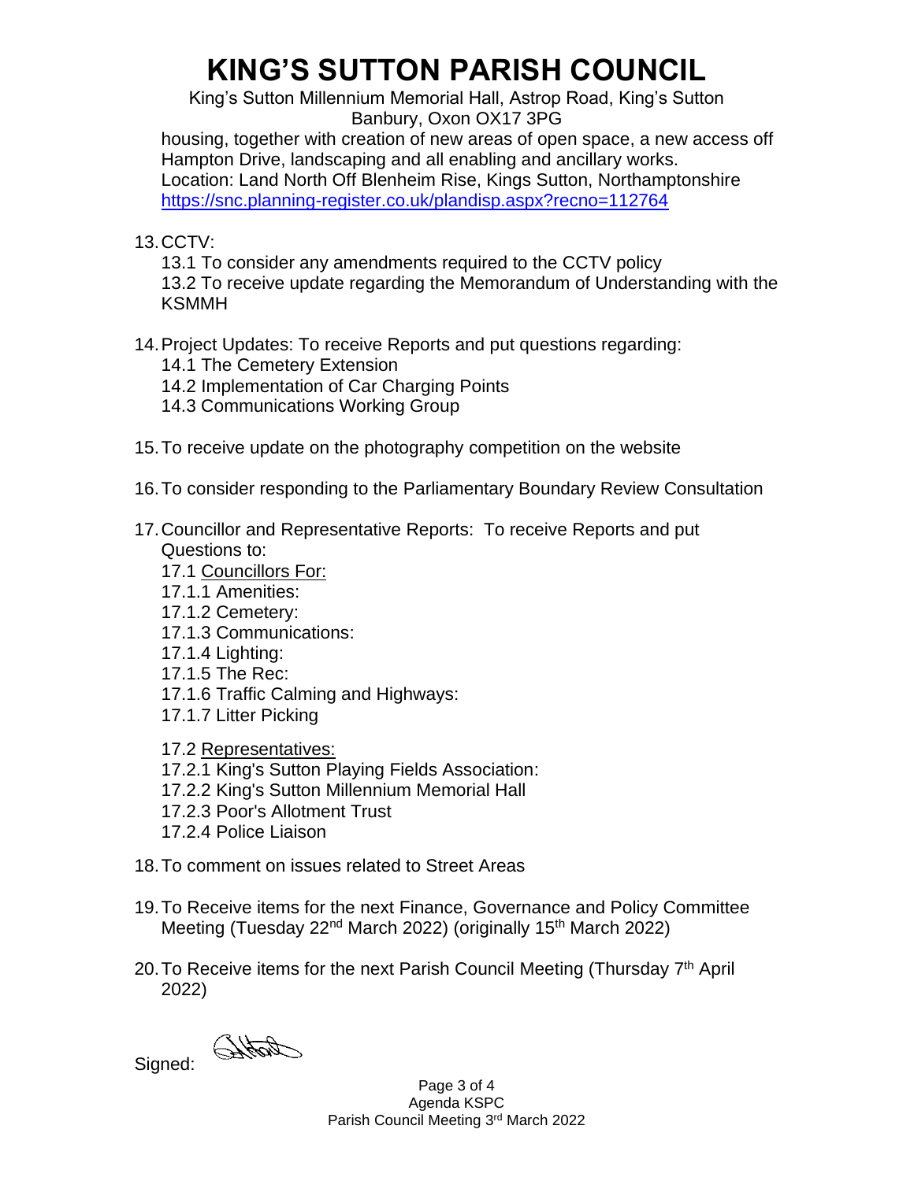# KING'S SUTTON PARISH COUNCIL

King's Sutton Millennium Memorial Hall, Astrop Road, King's Sutton
Banbury, Oxon OX17 3PG

housing, together with creation of new areas of open space, a new access off Hampton Drive, landscaping and all enabling and ancillary works.
Location: Land North Off Blenheim Rise, Kings Sutton, Northamptonshire
https://snc.planning-register.co.uk/plandisp.aspx?recno=112764

13. CCTV:
    - 13.1 To consider any amendments required to the CCTV policy
    - 13.2 To receive update regarding the Memorandum of Understanding with the KSMMH

14. Project Updates: To receive Reports and put questions regarding:
    - 14.1 The Cemetery Extension
    - 14.2 Implementation of Car Charging Points
    - 14.3 Communications Working Group

15. To receive update on the photography competition on the website

16. To consider responding to the Parliamentary Boundary Review Consultation

17. Councillor and Representative Reports: To receive Reports and put Questions to:
    - 17.1 Councillors For:
    - 17.1.1 Amenities:
    - 17.1.2 Cemetery:
    - 17.1.3 Communications:
    - 17.1.4 Lighting:
    - 17.1.5 The Rec:
    - 17.1.6 Traffic Calming and Highways:
    - 17.1.7 Litter Picking

    - 17.2 Representatives:
    - 17.2.1 King's Sutton Playing Fields Association:
    - 17.2.2 King's Sutton Millennium Memorial Hall
    - 17.2.3 Poor's Allotment Trust
    - 17.2.4 Police Liaison

18. To comment on issues related to Street Areas

19. To Receive items for the next Finance, Governance and Policy Committee Meeting (Tuesday 22nd March 2022) (originally 15th March 2022)

20. To Receive items for the next Parish Council Meeting (Thursday 7th April 2022)

Signed: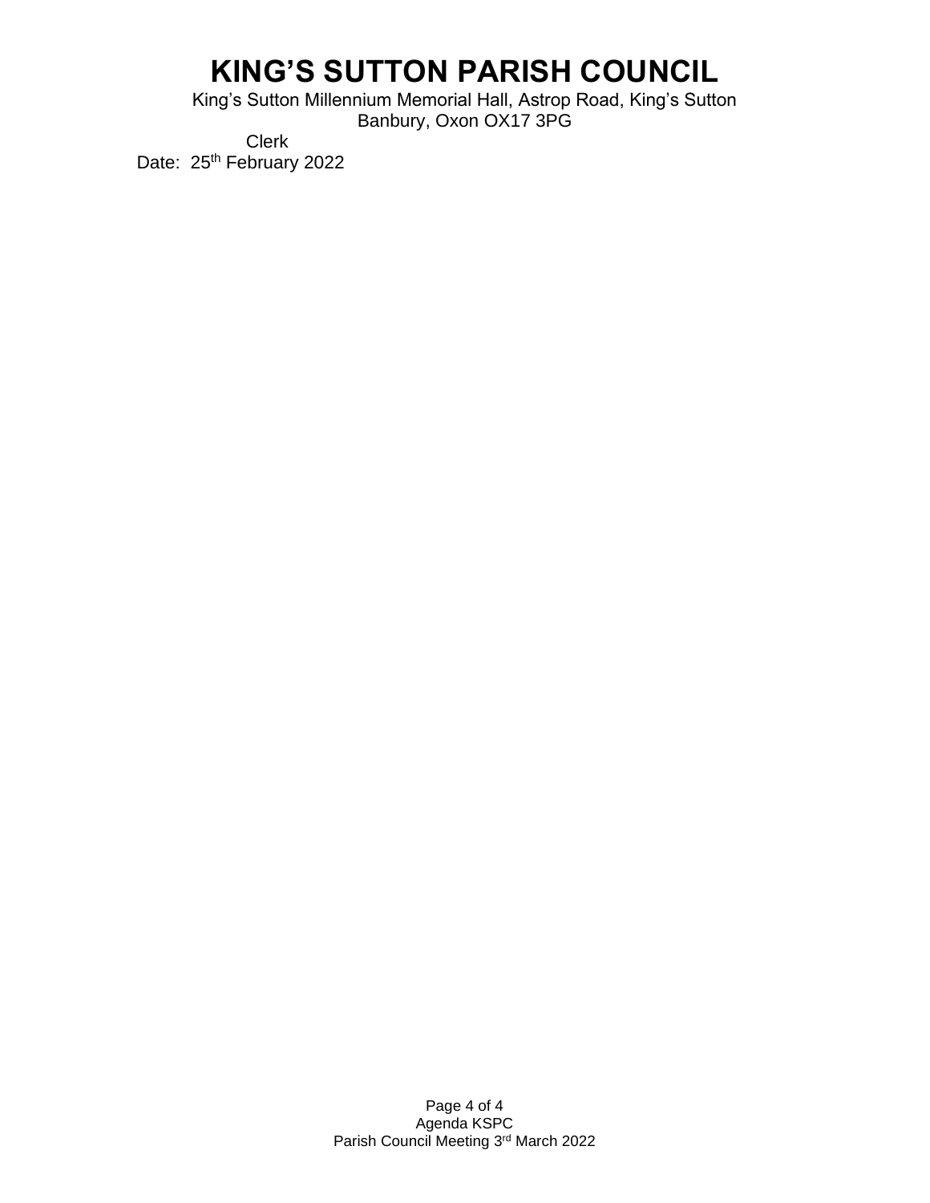# KING'S SUTTON PARISH COUNCIL

King's Sutton Millennium Memorial Hall, Astrop Road, King's Sutton
Banbury, Oxon OX17 3PG

Clerk

Date: 25th February 2022